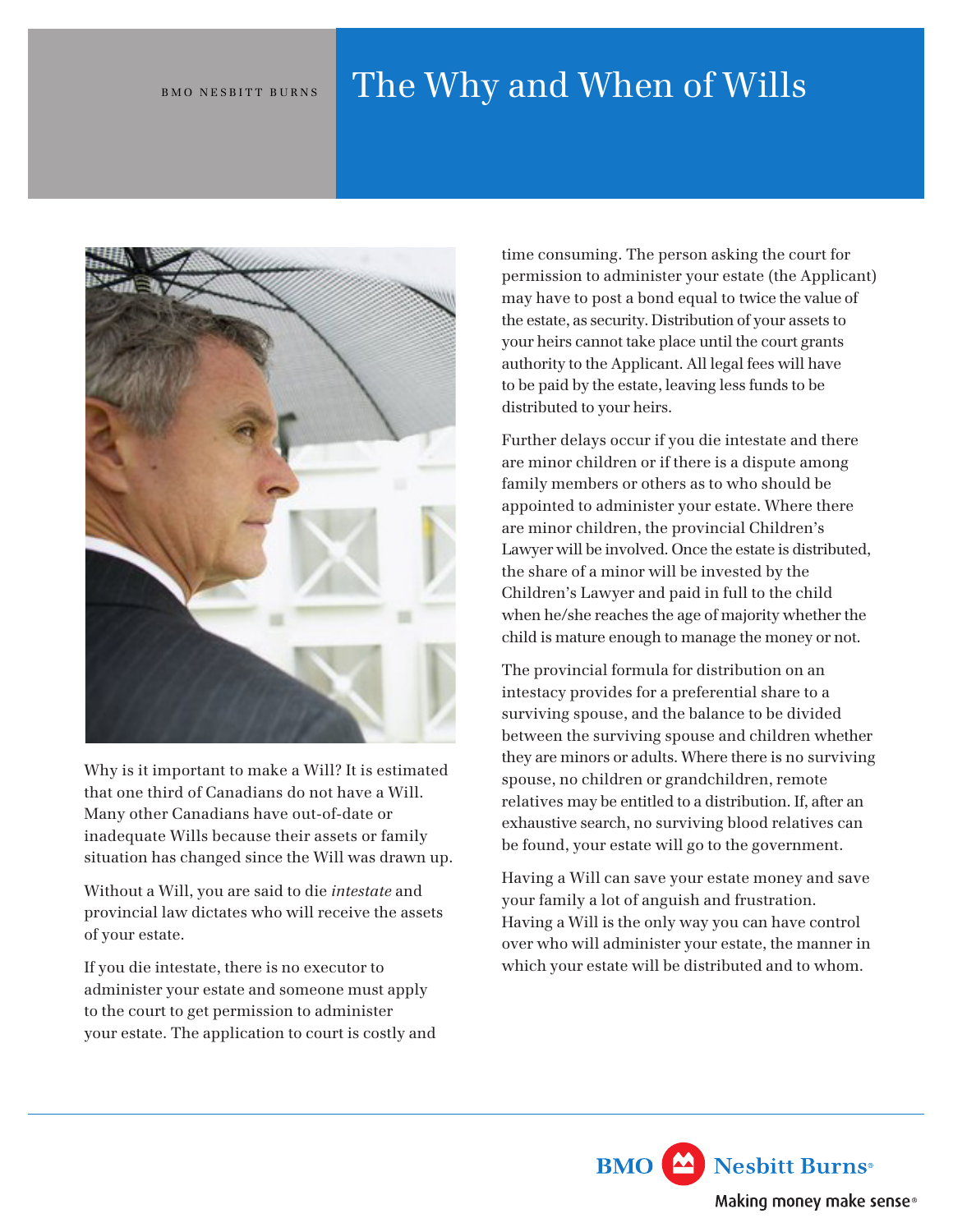BMO NESBITT BURNS

# The Why and When of Wills

Why is it important to make a Will? It is estimated that one third of Canadians do not have a Will. Many other Canadians have out-of-date or inadequate Wills because their assets or family situation has changed since the Will was drawn up.

Without a Will, you are said to die *intestate* and provincial law dictates who will receive the assets of your estate.

If you die intestate, there is no executor to administer your estate and someone must apply to the court to get permission to administer your estate. The application to court is costly and time consuming. The person asking the court for permission to administer your estate (the Applicant) may have to post a bond equal to twice the value of the estate, as security. Distribution of your assets to your heirs cannot take place until the court grants authority to the Applicant. All legal fees will have to be paid by the estate, leaving less funds to be distributed to your heirs.

Further delays occur if you die intestate and there are minor children or if there is a dispute among family members or others as to who should be appointed to administer your estate. Where there are minor children, the provincial Children's Lawyer will be involved. Once the estate is distributed, the share of a minor will be invested by the Children's Lawyer and paid in full to the child when he/she reaches the age of majority whether the child is mature enough to manage the money or not.

The provincial formula for distribution on an intestacy provides for a preferential share to a surviving spouse, and the balance to be divided between the surviving spouse and children whether they are minors or adults. Where there is no surviving spouse, no children or grandchildren, remote relatives may be entitled to a distribution. If, after an exhaustive search, no surviving blood relatives can be found, your estate will go to the government.

Having a Will can save your estate money and save your family a lot of anguish and frustration. Having a Will is the only way you can have control over who will administer your estate, the manner in which your estate will be distributed and to whom.

BMO Nesbitt Burns®

Making money make sense®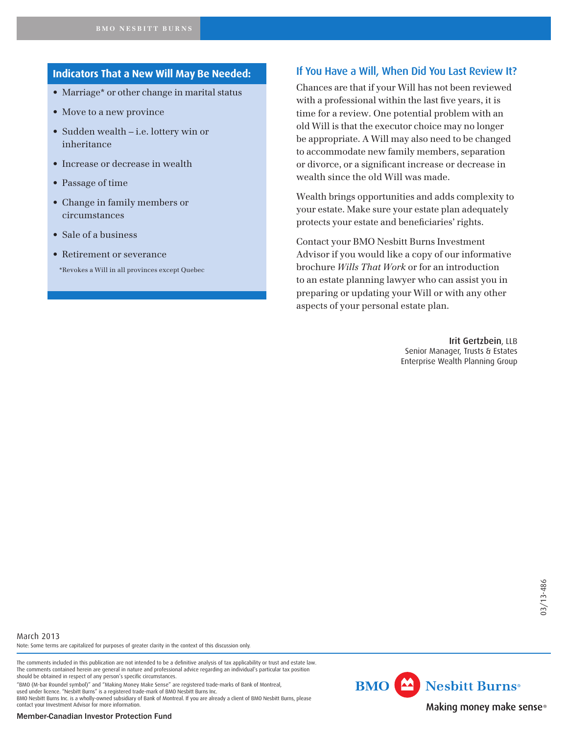## Indicators That a New Will May Be Needed:

- Marriage* or other change in marital status
- Move to a new province
- Sudden wealth – i.e. lottery win or inheritance
- Increase or decrease in wealth
- Passage of time
- Change in family members or circumstances
- Sale of a business
- Retirement or severance

*Revokes a Will in all provinces except Quebec

## If You Have a Will, When Did You Last Review It?

Chances are that if your Will has not been reviewed with a professional within the last five years, it is time for a review. One potential problem with an old Will is that the executor choice may no longer be appropriate. A Will may also need to be changed to accommodate new family members, separation or divorce, or a significant increase or decrease in wealth since the old Will was made.

Wealth brings opportunities and adds complexity to your estate. Make sure your estate plan adequately protects your estate and beneficiaries' rights.

Contact your BMO Nesbitt Burns Investment Advisor if you would like a copy of our informative brochure *Wills That Work* or for an introduction to an estate planning lawyer who can assist you in preparing or updating your Will or with any other aspects of your personal estate plan.

**Irit Gertzbein**, LLB
Senior Manager, Trusts & Estates
Enterprise Wealth Planning Group

03/13-486

March 2013
Note: Some terms are capitalized for purposes of greater clarity in the context of this discussion only.

The comments included in this publication are not intended to be a definitive analysis of tax applicability or trust and estate law. The comments contained herein are general in nature and professional advice regarding an individual's particular tax position should be obtained in respect of any person's specific circumstances.
"BMO (M-bar Roundel symbol)" and "Making Money Make Sense" are registered trade-marks of Bank of Montreal, used under licence. "Nesbitt Burns" is a registered trade-mark of BMO Nesbitt Burns Inc.
BMO Nesbitt Burns Inc. is a wholly-owned subsidiary of Bank of Montreal. If you are already a client of BMO Nesbitt Burns, please contact your Investment Advisor for more information.

Member-Canadian Investor Protection Fund

BMO Nesbitt Burns®
Making money make sense®